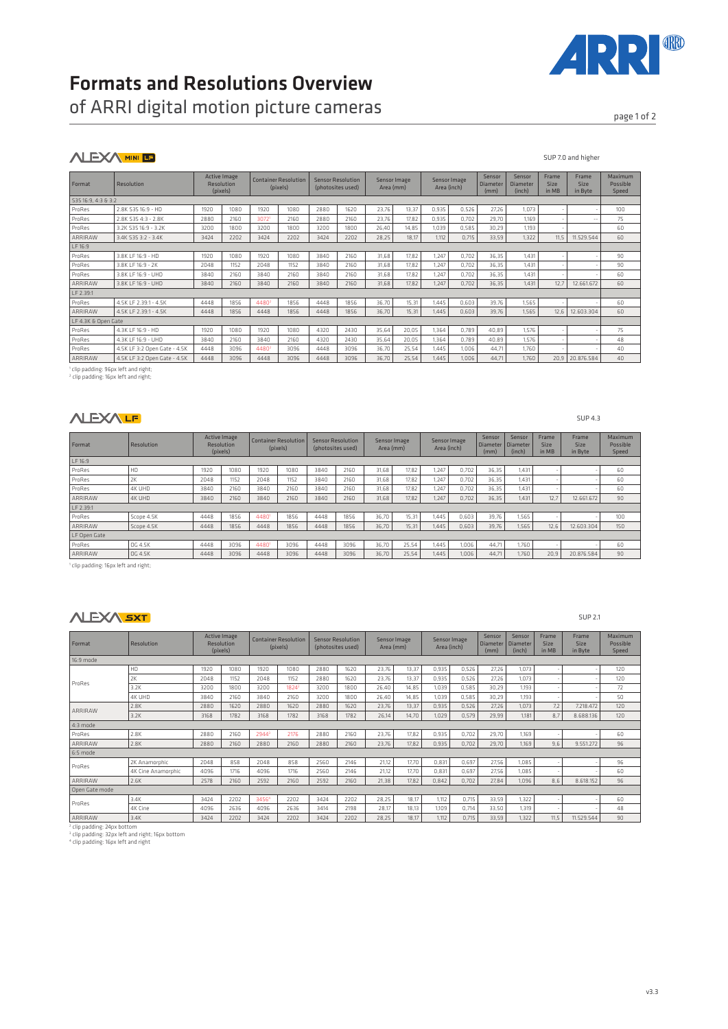# Formats and Resolutions Overview

of ARRI digital motion picture cameras

## ALEXA MINI LF

SUP 7.0 and higher

| Format | Resolution | Active Image Resolution (pixels) | | Container Resolution (pixels) | | Sensor Resolution (photosites used) | | Sensor Image Area (mm) | | Sensor Image Area (inch) | | Sensor Diameter (mm) | Sensor Diameter (inch) | Frame Size in MB | Frame Size in Byte | Maximum Possible Speed |
|---|---|---|---|---|---|---|---|---|---|---|---|---|---|---|---|---|
| S35 16:9, 4:3 & 3:2 | | | | | | | | | | | | | | | | |
| ProRes | 2.8K S35 16:9 - HD | 1920 | 1080 | 1920 | 1080 | 2880 | 1620 | 23,76 | 13,37 | 0,935 | 0,526 | 27,26 | 1,073 | - | - | 100 |
| ProRes | 2.8K S35 4:3 - 2.8K | 2880 | 2160 | 3072[1] | 2160 | 2880 | 2160 | 23,76 | 17,82 | 0,935 | 0,702 | 29,70 | 1,169 | - | -- | 75 |
| ProRes | 3.2K S35 16:9 - 3.2K | 3200 | 1800 | 3200 | 1800 | 3200 | 1800 | 26,40 | 14,85 | 1,039 | 0,585 | 30,29 | 1,193 | - | | 60 |
| ARRIRAW | 3.4K S35 3:2 - 3.4K | 3424 | 2202 | 3424 | 2202 | 3424 | 2202 | 28,25 | 18,17 | 1,112 | 0,715 | 33,59 | 1,322 | 11,5 | 11.529.544 | 60 |
| LF 16:9 | | | | | | | | | | | | | | | | |
| ProRes | 3.8K LF 16:9 - HD | 1920 | 1080 | 1920 | 1080 | 3840 | 2160 | 31,68 | 17,82 | 1,247 | 0,702 | 36,35 | 1,431 | - | - | 90 |
| ProRes | 3.8K LF 16:9 - 2K | 2048 | 1152 | 2048 | 1152 | 3840 | 2160 | 31,68 | 17,82 | 1,247 | 0,702 | 36,35 | 1,431 | - | - | 90 |
| ProRes | 3.8K LF 16:9 - UHD | 3840 | 2160 | 3840 | 2160 | 3840 | 2160 | 31,68 | 17,82 | 1,247 | 0,702 | 36,35 | 1,431 | - | - | 60 |
| ARRIRAW | 3.8K LF 16:9 - UHD | 3840 | 2160 | 3840 | 2160 | 3840 | 2160 | 31,68 | 17,82 | 1,247 | 0,702 | 36,35 | 1,431 | 12,7 | 12.661.672 | 60 |
| LF 2.39:1 | | | | | | | | | | | | | | | | |
| ProRes | 4.5K LF 2.39:1 - 4.5K | 4448 | 1856 | 4480[2] | 1856 | 4448 | 1856 | 36,70 | 15,31 | 1,445 | 0,603 | 39,76 | 1,565 | - | - | 60 |
| ARRIRAW | 4.5K LF 2.39:1 - 4.5K | 4448 | 1856 | 4448 | 1856 | 4448 | 1856 | 36,70 | 15,31 | 1,445 | 0,603 | 39,76 | 1,565 | 12,6 | 12.603.304 | 60 |
| LF 4.3K & Open Gate | | | | | | | | | | | | | | | | |
| ProRes | 4.3K LF 16:9 - HD | 1920 | 1080 | 1920 | 1080 | 4320 | 2430 | 35,64 | 20,05 | 1,364 | 0,789 | 40,89 | 1,576 | - | - | 75 |
| ProRes | 4.3K LF 16:9 - UHD | 3840 | 2160 | 3840 | 2160 | 4320 | 2430 | 35,64 | 20,05 | 1,364 | 0,789 | 40,89 | 1,576 | - | - | 48 |
| ProRes | 4.5K LF 3:2 Open Gate - 4.5K | 4448 | 3096 | 4480[2] | 3096 | 4448 | 3096 | 36,70 | 25,54 | 1,445 | 1,006 | 44,71 | 1,760 | - | - | 40 |
| ARRIRAW | 4.5K LF 3:2 Open Gate - 4.5K | 4448 | 3096 | 4448 | 3096 | 4448 | 3096 | 36,70 | 25,54 | 1,445 | 1,006 | 44,71 | 1,760 | 20,9 | 20.876.584 | 40 |

[1] clip padding: 96px left and right;
[2] clip padding: 16px left and right;

## ALEXA LF

SUP 4.3

| Format | Resolution | Active Image Resolution (pixels) | | Container Resolution (pixels) | | Sensor Resolution (photosites used) | | Sensor Image Area (mm) | | Sensor Image Area (inch) | | Sensor Diameter (mm) | Sensor Diameter (inch) | Frame Size in MB | Frame Size in Byte | Maximum Possible Speed |
|---|---|---|---|---|---|---|---|---|---|---|---|---|---|---|---|---|
| LF 16:9 | | | | | | | | | | | | | | | | |
| ProRes | HD | 1920 | 1080 | 1920 | 1080 | 3840 | 2160 | 31,68 | 17,82 | 1,247 | 0,702 | 36,35 | 1,431 | - | - | 60 |
| ProRes | 2K | 2048 | 1152 | 2048 | 1152 | 3840 | 2160 | 31,68 | 17,82 | 1,247 | 0,702 | 36,35 | 1,431 | - | - | 60 |
| ProRes | 4K UHD | 3840 | 2160 | 3840 | 2160 | 3840 | 2160 | 31,68 | 17,82 | 1,247 | 0,702 | 36,35 | 1,431 | - | - | 60 |
| ARRIRAW | 4K UHD | 3840 | 2160 | 3840 | 2160 | 3840 | 2160 | 31,68 | 17,82 | 1,247 | 0,702 | 36,35 | 1,431 | 12,7 | 12.661.672 | 90 |
| LF 2.39:1 | | | | | | | | | | | | | | | | |
| ProRes | Scope 4.5K | 4448 | 1856 | 4480[1] | 1856 | 4448 | 1856 | 36,70 | 15,31 | 1,445 | 0,603 | 39,76 | 1,565 | - | - | 100 |
| ARRIRAW | Scope 4.5K | 4448 | 1856 | 4448 | 1856 | 4448 | 1856 | 36,70 | 15,31 | 1,445 | 0,603 | 39,76 | 1,565 | 12,6 | 12.603.304 | 150 |
| LF Open Gate | | | | | | | | | | | | | | | | |
| ProRes | OG 4.5K | 4448 | 3096 | 4480[1] | 3096 | 4448 | 3096 | 36,70 | 25,54 | 1,445 | 1,006 | 44,71 | 1,760 | - | - | 60 |
| ARRIRAW | OG 4.5K | 4448 | 3096 | 4448 | 3096 | 4448 | 3096 | 36,70 | 25,54 | 1,445 | 1,006 | 44,71 | 1,760 | 20,9 | 20.876.584 | 90 |

[1] clip padding: 16px left and right;

## ALEXA SXT

SUP 2.1

| Format | Resolution | Active Image Resolution (pixels) | | Container Resolution (pixels) | | Sensor Resolution (photosites used) | | Sensor Image Area (mm) | | Sensor Image Area (inch) | | Sensor Diameter (mm) | Sensor Diameter (inch) | Frame Size in MB | Frame Size in Byte | Maximum Possible Speed |
|---|---|---|---|---|---|---|---|---|---|---|---|---|---|---|---|---|
| 16:9 mode | | | | | | | | | | | | | | | | |
| ProRes | HD | 1920 | 1080 | 1920 | 1080 | 2880 | 1620 | 23,76 | 13,37 | 0,935 | 0,526 | 27,26 | 1,073 | - | - | 120 |
| ProRes | 2K | 2048 | 1152 | 2048 | 1152 | 2880 | 1620 | 23,76 | 13,37 | 0,935 | 0,526 | 27,26 | 1,073 | - | - | 120 |
| ProRes | 3.2K | 3200 | 1800 | 3200 | 1824[2] | 3200 | 1800 | 26,40 | 14,85 | 1,039 | 0,585 | 30,29 | 1,193 | - | - | 72 |
| ProRes | 4K UHD | 3840 | 2160 | 3840 | 2160 | 3200 | 1800 | 26,40 | 14,85 | 1,039 | 0,585 | 30,29 | 1,193 | - | - | 50 |
| ARRIRAW | 2.8K | 2880 | 1620 | 2880 | 1620 | 2880 | 1620 | 23,76 | 13,37 | 0,935 | 0,526 | 27,26 | 1,073 | 7,2 | 7.218.472 | 120 |
| ARRIRAW | 3.2K | 3168 | 1782 | 3168 | 1782 | 3168 | 1782 | 26,14 | 14,70 | 1,029 | 0,579 | 29,99 | 1,181 | 8,7 | 8.688.136 | 120 |
| 4:3 mode | | | | | | | | | | | | | | | | |
| ProRes | 2.8K | 2880 | 2160 | 2944[3] | 2176 | 2880 | 2160 | 23,76 | 17,82 | 0,935 | 0,702 | 29,70 | 1,169 | - | - | 60 |
| ARRIRAW | 2.8K | 2880 | 2160 | 2880 | 2160 | 2880 | 2160 | 23,76 | 17,82 | 0,935 | 0,702 | 29,70 | 1,169 | 9,6 | 9.551.272 | 96 |
| 6:5 mode | | | | | | | | | | | | | | | | |
| ProRes | 2K Anamorphic | 2048 | 858 | 2048 | 858 | 2560 | 2146 | 21,12 | 17,70 | 0,831 | 0,697 | 27,56 | 1,085 | - | - | 96 |
| ProRes | 4K Cine Anamorphic | 4096 | 1716 | 4096 | 1716 | 2560 | 2146 | 21,12 | 17,70 | 0,831 | 0,697 | 27,56 | 1,085 | - | - | 60 |
| ARRIRAW | 2.6K | 2578 | 2160 | 2592 | 2160 | 2592 | 2160 | 21,38 | 17,82 | 0,842 | 0,702 | 27,84 | 1,096 | 8,6 | 8.618.152 | 96 |
| Open Gate mode | | | | | | | | | | | | | | | | |
| ProRes | 3.4K | 3424 | 2202 | 3456[4] | 2202 | 3424 | 2202 | 28,25 | 18,17 | 1,112 | 0,715 | 33,59 | 1,322 | - | - | 60 |
| ProRes | 4K Cine | 4096 | 2636 | 4096 | 2636 | 3414 | 2198 | 28,17 | 18,13 | 1,109 | 0,714 | 33,50 | 1,319 | - | - | 48 |
| ARRIRAW | 3.4K | 3424 | 2202 | 3424 | 2202 | 3424 | 2202 | 28,25 | 18,17 | 1,112 | 0,715 | 33,59 | 1,322 | 11,5 | 11.529.544 | 90 |

[2] clip padding: 24px bottom
[3] clip padding: 32px left and right; 16px bottom
[4] clip padding: 16px left and right

v3.3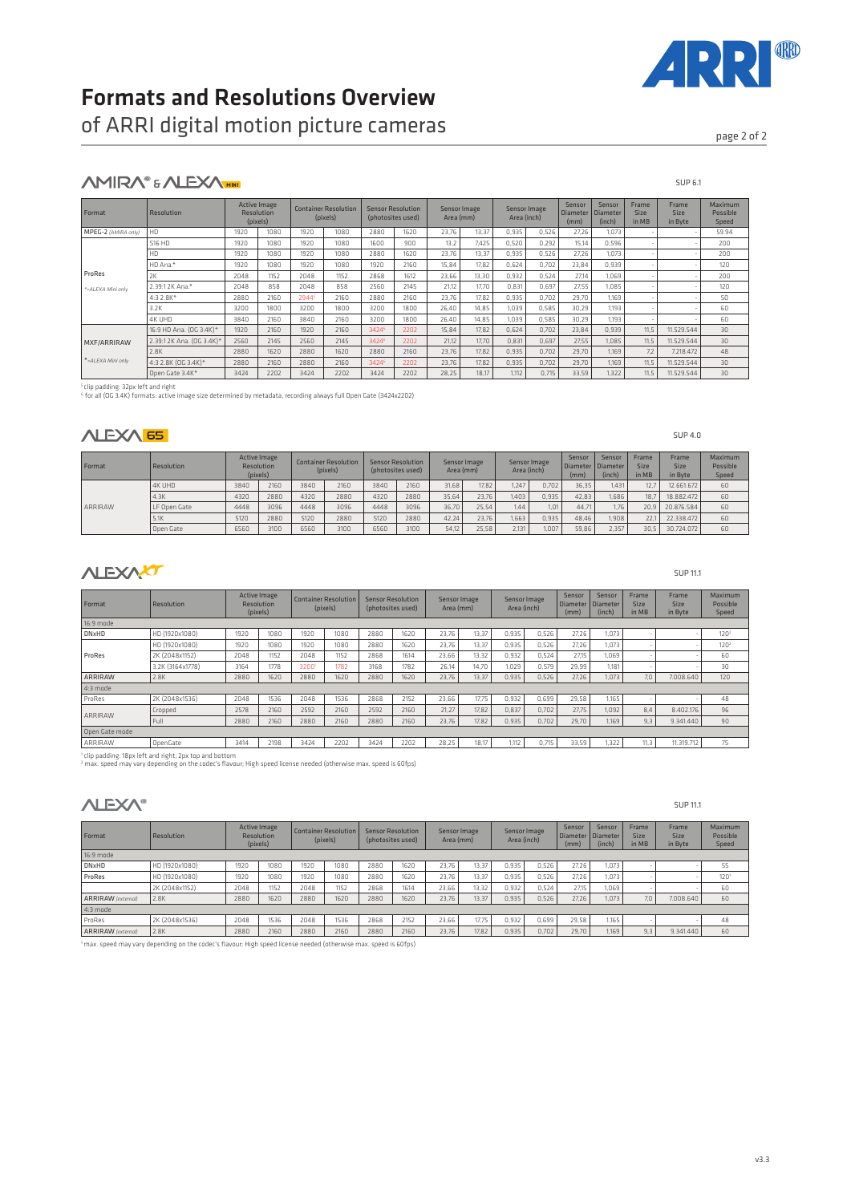# Formats and Resolutions Overview

of ARRI digital motion picture cameras

## AMIRA® & ALEXA MINI

SUP 6.1

| Format | Resolution | Active Image Resolution (pixels) | | Container Resolution (pixels) | | Sensor Resolution (photosites used) | | Sensor Image Area (mm) | | Sensor Image Area (inch) | | Sensor Diameter (mm) | Sensor Diameter (inch) | Frame Size in MB | Frame Size in Byte | Maximum Possible Speed |
|---|---|---|---|---|---|---|---|---|---|---|---|---|---|---|---|---|
| MPEG-2 *(AMIRA only)* | HD | 1920 | 1080 | 1920 | 1080 | 2880 | 1620 | 23,76 | 13,37 | 0,935 | 0,526 | 27,26 | 1,073 | - | - | 59.94 |
| ProRes *=ALEXA Mini only | S16 HD | 1920 | 1080 | 1920 | 1080 | 1600 | 900 | 13,2 | 7,425 | 0,520 | 0,292 | 15,14 | 0,596 | - | - | 200 |
| | HD | 1920 | 1080 | 1920 | 1080 | 2880 | 1620 | 23,76 | 13,37 | 0,935 | 0,526 | 27,26 | 1,073 | - | - | 200 |
| | HD Ana.* | 1920 | 1080 | 1920 | 1080 | 1920 | 2160 | 15,84 | 17,82 | 0,624 | 0,702 | 23,84 | 0,939 | - | - | 120 |
| | 2K | 2048 | 1152 | 2048 | 1152 | 2868 | 1612 | 23,66 | 13,30 | 0,932 | 0,524 | 27,14 | 1,069 | - | - | 200 |
| | 2.39:1 2K Ana.* | 2048 | 858 | 2048 | 858 | 2560 | 2145 | 21,12 | 17,70 | 0,831 | 0,697 | 27,55 | 1,085 | - | - | 120 |
| | 4:3 2.8K* | 2880 | 2160 | 2944[5] | 2160 | 2880 | 2160 | 23,76 | 17,82 | 0,935 | 0,702 | 29,70 | 1,169 | - | - | 50 |
| | 3.2K | 3200 | 1800 | 3200 | 1800 | 3200 | 1800 | 26,40 | 14,85 | 1,039 | 0,585 | 30,29 | 1,193 | - | - | 60 |
| | 4K UHD | 3840 | 2160 | 3840 | 2160 | 3200 | 1800 | 26,40 | 14,85 | 1,039 | 0,585 | 30,29 | 1,193 | - | - | 60 |
| MXF/ARRIRAW *=ALEXA Mini only | 16:9 HD Ana. (OG 3.4K)* | 1920 | 2160 | 1920 | 2160 | 3424[6] | 2202 | 15,84 | 17,82 | 0,624 | 0,702 | 23,84 | 0,939 | 11,5 | 11.529.544 | 30 |
| | 2.39:1 2K Ana. (OG 3.4K)* | 2560 | 2145 | 2560 | 2145 | 3424[6] | 2202 | 21,12 | 17,70 | 0,831 | 0,697 | 27,55 | 1,085 | 11,5 | 11.529.544 | 30 |
| | 2.8K | 2880 | 1620 | 2880 | 1620 | 2880 | 2160 | 23,76 | 17,82 | 0,935 | 0,702 | 29,70 | 1,169 | 7,2 | 7.218.472 | 48 |
| | 4:3 2.8K (OG 3.4K)* | 2880 | 2160 | 2880 | 2160 | 3424[6] | 2202 | 23,76 | 17,82 | 0,935 | 0,702 | 29,70 | 1,169 | 11,5 | 11.529.544 | 30 |
| | Open Gate 3.4K* | 3424 | 2202 | 3424 | 2202 | 3424 | 2202 | 28,25 | 18,17 | 1,112 | 0,715 | 33,59 | 1,322 | 11,5 | 11.529.544 | 30 |

[5] clip padding: 32px left and right
[6] for all (OG 3.4K) formats: active image size determined by metadata, recording always full Open Gate (3424x2202)

## ALEXA 65

SUP 4.0

| Format | Resolution | Active Image Resolution (pixels) | | Container Resolution (pixels) | | Sensor Resolution (photosites used) | | Sensor Image Area (mm) | | Sensor Image Area (inch) | | Sensor Diameter (mm) | Sensor Diameter (inch) | Frame Size in MB | Frame Size in Byte | Maximum Possible Speed |
|---|---|---|---|---|---|---|---|---|---|---|---|---|---|---|---|---|
| ARRIRAW | 4K UHD | 3840 | 2160 | 3840 | 2160 | 3840 | 2160 | 31,68 | 17,82 | 1,247 | 0,702 | 36,35 | 1,431 | 12,7 | 12.661.672 | 60 |
| | 4.3K | 4320 | 2880 | 4320 | 2880 | 4320 | 2880 | 35,64 | 23,76 | 1,403 | 0,935 | 42,83 | 1,686 | 18,7 | 18.882.472 | 60 |
| | LF Open Gate | 4448 | 3096 | 4448 | 3096 | 4448 | 3096 | 36,70 | 25,54 | 1,44 | 1,01 | 44,71 | 1,76 | 20,9 | 20.876.584 | 60 |
| | 5.1K | 5120 | 2880 | 5120 | 2880 | 5120 | 2880 | 42,24 | 23,76 | 1,663 | 0,935 | 48,46 | 1,908 | 22,1 | 22.338.472 | 60 |
| | Open Gate | 6560 | 3100 | 6560 | 3100 | 6560 | 3100 | 54,12 | 25,58 | 2,131 | 1,007 | 59,86 | 2,357 | 30,5 | 30.724.072 | 60 |

## ALEXA XT

SUP 11.1

| Format | Resolution | Active Image Resolution (pixels) | | Container Resolution (pixels) | | Sensor Resolution (photosites used) | | Sensor Image Area (mm) | | Sensor Image Area (inch) | | Sensor Diameter (mm) | Sensor Diameter (inch) | Frame Size in MB | Frame Size in Byte | Maximum Possible Speed |
|---|---|---|---|---|---|---|---|---|---|---|---|---|---|---|---|---|
| 16:9 mode | | | | | | | | | | | | | | | | |
| DNxHD | HD (1920x1080) | 1920 | 1080 | 1920 | 1080 | 2880 | 1620 | 23,76 | 13,37 | 0,935 | 0,526 | 27,26 | 1,073 | - | - | 120[2] |
| ProRes | HD (1920x1080) | 1920 | 1080 | 1920 | 1080 | 2880 | 1620 | 23,76 | 13,37 | 0,935 | 0,526 | 27,26 | 1,073 | - | - | 120[2] |
| | 2K (2048x1152) | 2048 | 1152 | 2048 | 1152 | 2868 | 1614 | 23,66 | 13,32 | 0,932 | 0,524 | 27,15 | 1,069 | - | - | 60 |
| | 3.2K (3164x1778) | 3164 | 1778 | 3200[1] | 1782 | 3168 | 1782 | 26,14 | 14,70 | 1,029 | 0,579 | 29,99 | 1,181 | - | - | 30 |
| ARRIRAW | 2.8K | 2880 | 1620 | 2880 | 1620 | 2880 | 1620 | 23,76 | 13,37 | 0,935 | 0,526 | 27,26 | 1,073 | 7,0 | 7.008.640 | 120 |
| 4:3 mode | | | | | | | | | | | | | | | | |
| ProRes | 2K (2048x1536) | 2048 | 1536 | 2048 | 1536 | 2868 | 2152 | 23,66 | 17,75 | 0,932 | 0,699 | 29,58 | 1,165 | - | - | 48 |
| ARRIRAW | Cropped | 2578 | 2160 | 2592 | 2160 | 2592 | 2160 | 21,27 | 17,82 | 0,837 | 0,702 | 27,75 | 1,092 | 8,4 | 8.402.176 | 96 |
| | Full | 2880 | 2160 | 2880 | 2160 | 2880 | 2160 | 23,76 | 17,82 | 0,935 | 0,702 | 29,70 | 1,169 | 9,3 | 9.341.440 | 90 |
| Open Gate mode | | | | | | | | | | | | | | | | |
| ARRIRAW | OpenGate | 3414 | 2198 | 3424 | 2202 | 3424 | 2202 | 28,25 | 18,17 | 1,112 | 0,715 | 33,59 | 1,322 | 11,3 | 11.319.712 | 75 |

[1] clip padding: 18px left and right; 2px top and bottom
[2] max. speed may vary depending on the codec's flavour; High speed license needed (otherwise max. speed is 60fps)

## ALEXA®

SUP 11.1

| Format | Resolution | Active Image Resolution (pixels) | | Container Resolution (pixels) | | Sensor Resolution (photosites used) | | Sensor Image Area (mm) | | Sensor Image Area (inch) | | Sensor Diameter (mm) | Sensor Diameter (inch) | Frame Size in MB | Frame Size in Byte | Maximum Possible Speed |
|---|---|---|---|---|---|---|---|---|---|---|---|---|---|---|---|---|
| 16:9 mode | | | | | | | | | | | | | | | | |
| DNxHD | HD (1920x1080) | 1920 | 1080 | 1920 | 1080 | 2880 | 1620 | 23,76 | 13,37 | 0,935 | 0,526 | 27,26 | 1,073 | - | - | 55 |
| ProRes | HD (1920x1080) | 1920 | 1080 | 1920 | 1080 | 2880 | 1620 | 23,76 | 13,37 | 0,935 | 0,526 | 27,26 | 1,073 | - | - | 120[1] |
| | 2K (2048x1152) | 2048 | 1152 | 2048 | 1152 | 2868 | 1614 | 23,66 | 13,32 | 0,932 | 0,524 | 27,15 | 1,069 | - | - | 60 |
| ARRIRAW *(external)* | 2.8K | 2880 | 1620 | 2880 | 1620 | 2880 | 1620 | 23,76 | 13,37 | 0,935 | 0,526 | 27,26 | 1,073 | 7,0 | 7.008.640 | 60 |
| 4:3 mode | | | | | | | | | | | | | | | | |
| ProRes | 2K (2048x1536) | 2048 | 1536 | 2048 | 1536 | 2868 | 2152 | 23,66 | 17,75 | 0,932 | 0,699 | 29,58 | 1,165 | - | - | 48 |
| ARRIRAW *(external)* | 2.8K | 2880 | 2160 | 2880 | 2160 | 2880 | 2160 | 23,76 | 17,82 | 0,935 | 0,702 | 29,70 | 1,169 | 9,3 | 9.341.440 | 60 |

[1] max. speed may vary depending on the codec's flavour; High speed license needed (otherwise max. speed is 60fps)

v3.3